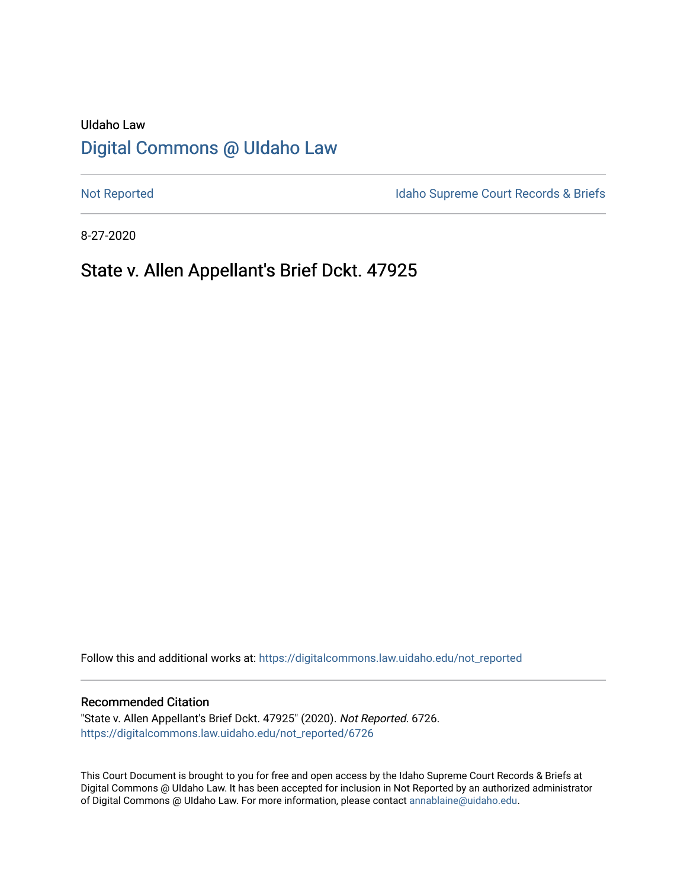UIdaho Law

# Digital Commons @ UIdaho Law

Not Reported

Idaho Supreme Court Records & Briefs

8-27-2020

## State v. Allen Appellant's Brief Dckt. 47925

Follow this and additional works at: https://digitalcommons.law.uidaho.edu/not_reported

### Recommended Citation

"State v. Allen Appellant's Brief Dckt. 47925" (2020). *Not Reported*. 6726.
https://digitalcommons.law.uidaho.edu/not_reported/6726

This Court Document is brought to you for free and open access by the Idaho Supreme Court Records & Briefs at Digital Commons @ UIdaho Law. It has been accepted for inclusion in Not Reported by an authorized administrator of Digital Commons @ UIdaho Law. For more information, please contact annablaine@uidaho.edu.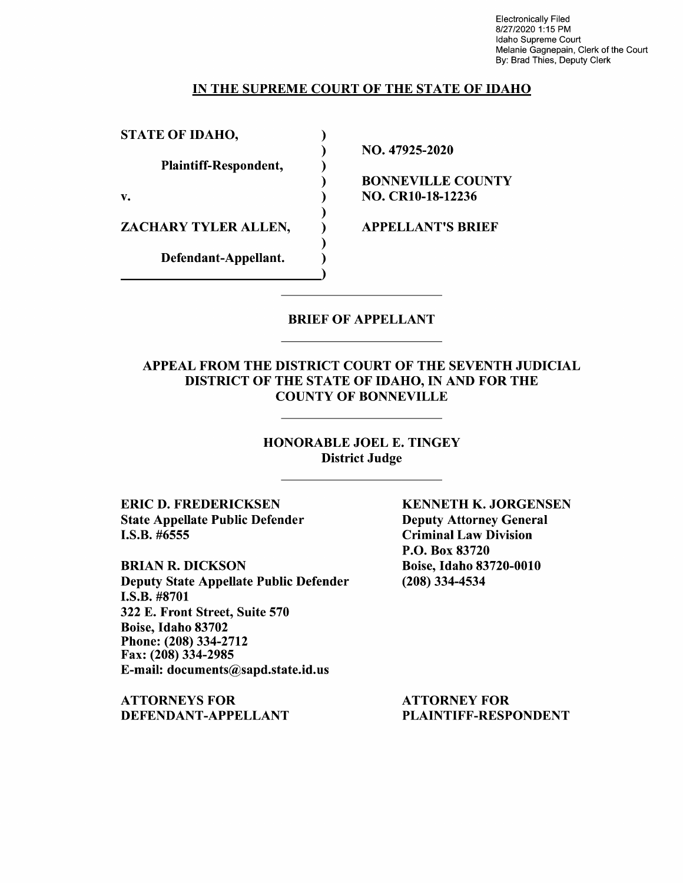Electronically Filed
8/27/2020 1:15 PM
Idaho Supreme Court
Melanie Gagnepain, Clerk of the Court
By: Brad Thies, Deputy Clerk

## IN THE SUPREME COURT OF THE STATE OF IDAHO

| | | |
|---|---|---|
| **STATE OF IDAHO,** | ) | |
| | ) | **NO. 47925-2020** |
| **Plaintiff-Respondent,** | ) | |
| | ) | **BONNEVILLE COUNTY** |
| **v.** | ) | **NO. CR10-18-12236** |
| | ) | |
| **ZACHARY TYLER ALLEN,** | ) | **APPELLANT'S BRIEF** |
| | ) | |
| **Defendant-Appellant.** | ) | |
| | ) | |

## BRIEF OF APPELLANT

## APPEAL FROM THE DISTRICT COURT OF THE SEVENTH JUDICIAL DISTRICT OF THE STATE OF IDAHO, IN AND FOR THE COUNTY OF BONNEVILLE

**HONORABLE JOEL E. TINGEY**
**District Judge**

**ERIC D. FREDERICKSEN**
**State Appellate Public Defender**
**I.S.B. #6555**

**BRIAN R. DICKSON**
**Deputy State Appellate Public Defender**
**I.S.B. #8701**
**322 E. Front Street, Suite 570**
**Boise, Idaho 83702**
**Phone: (208) 334-2712**
**Fax: (208) 334-2985**
**E-mail: documents@sapd.state.id.us**

**ATTORNEYS FOR DEFENDANT-APPELLANT**

**KENNETH K. JORGENSEN**
**Deputy Attorney General**
**Criminal Law Division**
**P.O. Box 83720**
**Boise, Idaho 83720-0010**
**(208) 334-4534**

**ATTORNEY FOR PLAINTIFF-RESPONDENT**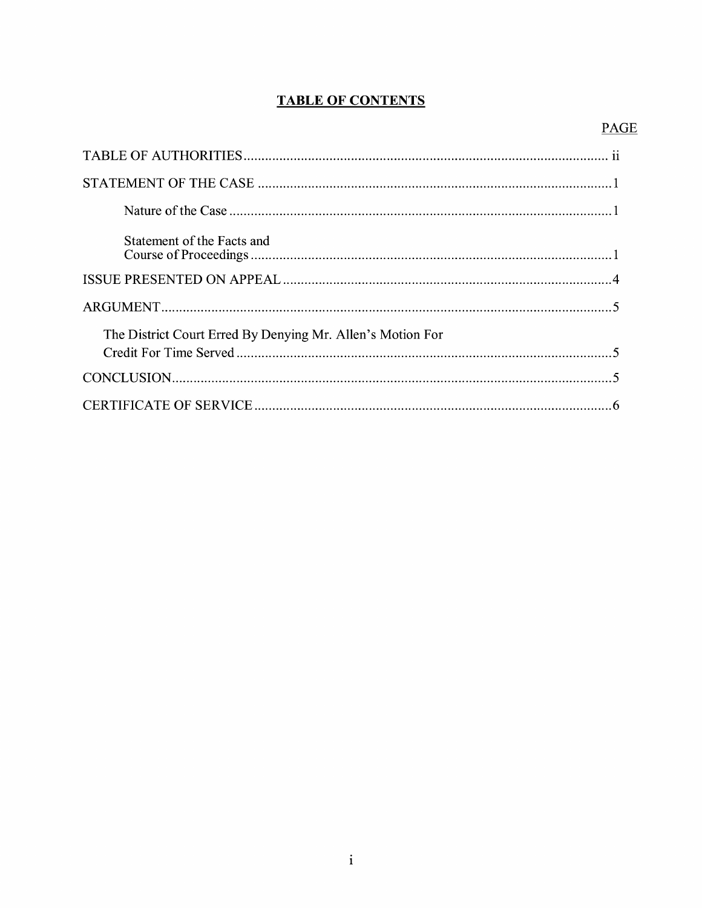# TABLE OF CONTENTS

| | PAGE |
|---|---|
| TABLE OF AUTHORITIES | ii |
| STATEMENT OF THE CASE | 1 |
| Nature of the Case | 1 |
| Statement of the Facts and Course of Proceedings | 1 |
| ISSUE PRESENTED ON APPEAL | 4 |
| ARGUMENT | 5 |
| The District Court Erred By Denying Mr. Allen's Motion For Credit For Time Served | 5 |
| CONCLUSION | 5 |
| CERTIFICATE OF SERVICE | 6 |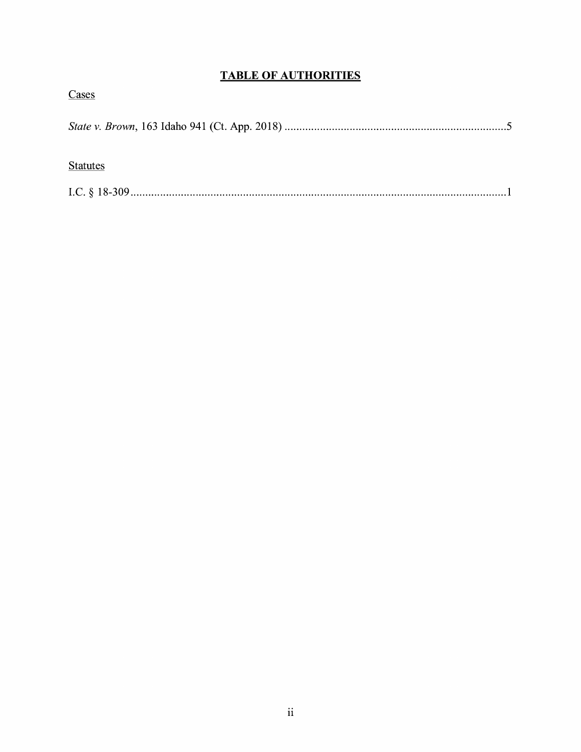# TABLE OF AUTHORITIES

Cases

*State v. Brown*, 163 Idaho 941 (Ct. App. 2018) ............................................................................5

Statutes

I.C. § 18-309 ...................................................................................................................................1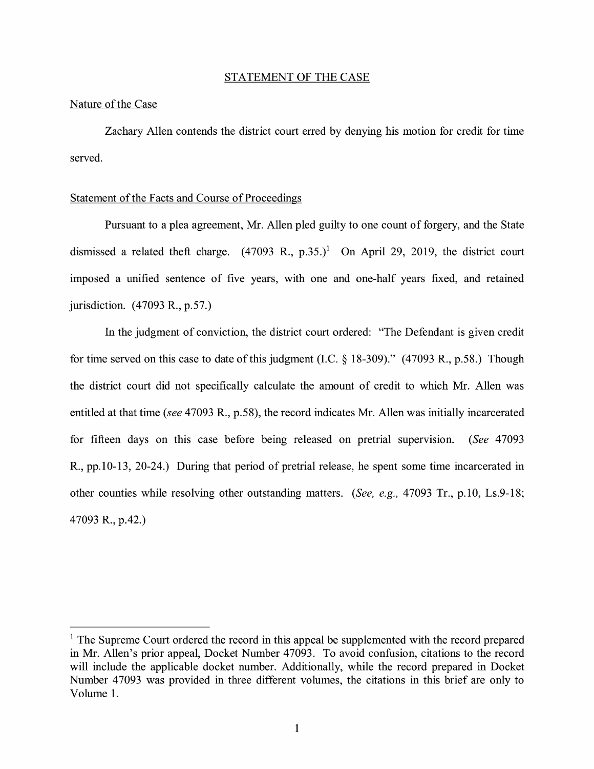## STATEMENT OF THE CASE

### Nature of the Case

Zachary Allen contends the district court erred by denying his motion for credit for time served.

### Statement of the Facts and Course of Proceedings

Pursuant to a plea agreement, Mr. Allen pled guilty to one count of forgery, and the State dismissed a related theft charge. (47093 R., p.35.)[1] On April 29, 2019, the district court imposed a unified sentence of five years, with one and one-half years fixed, and retained jurisdiction. (47093 R., p.57.)

In the judgment of conviction, the district court ordered: "The Defendant is given credit for time served on this case to date of this judgment (I.C. § 18-309)." (47093 R., p.58.) Though the district court did not specifically calculate the amount of credit to which Mr. Allen was entitled at that time (*see* 47093 R., p.58), the record indicates Mr. Allen was initially incarcerated for fifteen days on this case before being released on pretrial supervision. (*See* 47093 R., pp.10-13, 20-24.) During that period of pretrial release, he spent some time incarcerated in other counties while resolving other outstanding matters. (*See, e.g.,* 47093 Tr., p.10, Ls.9-18; 47093 R., p.42.)

---

[1] The Supreme Court ordered the record in this appeal be supplemented with the record prepared in Mr. Allen's prior appeal, Docket Number 47093. To avoid confusion, citations to the record will include the applicable docket number. Additionally, while the record prepared in Docket Number 47093 was provided in three different volumes, the citations in this brief are only to Volume 1.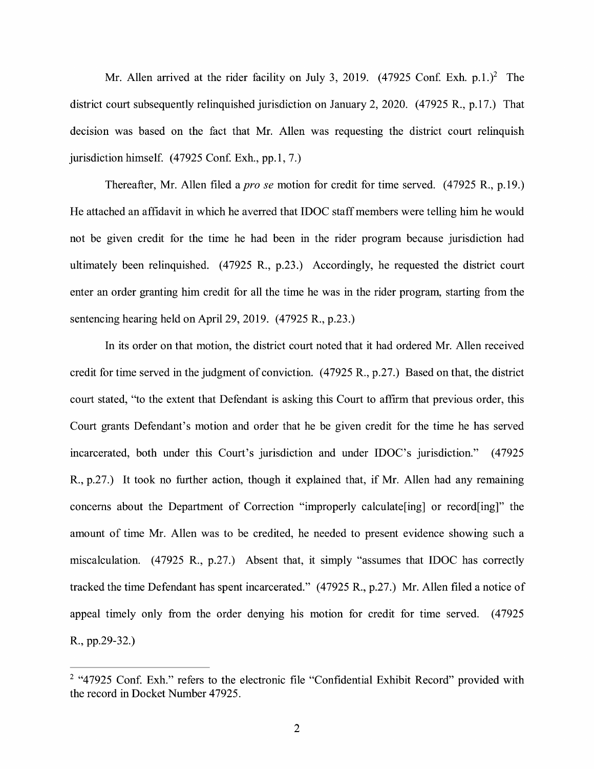Mr. Allen arrived at the rider facility on July 3, 2019. (47925 Conf. Exh. p.1.)[2] The district court subsequently relinquished jurisdiction on January 2, 2020. (47925 R., p.17.) That decision was based on the fact that Mr. Allen was requesting the district court relinquish jurisdiction himself. (47925 Conf. Exh., pp.1, 7.)

Thereafter, Mr. Allen filed a *pro se* motion for credit for time served. (47925 R., p.19.) He attached an affidavit in which he averred that IDOC staff members were telling him he would not be given credit for the time he had been in the rider program because jurisdiction had ultimately been relinquished. (47925 R., p.23.) Accordingly, he requested the district court enter an order granting him credit for all the time he was in the rider program, starting from the sentencing hearing held on April 29, 2019. (47925 R., p.23.)

In its order on that motion, the district court noted that it had ordered Mr. Allen received credit for time served in the judgment of conviction. (47925 R., p.27.) Based on that, the district court stated, "to the extent that Defendant is asking this Court to affirm that previous order, this Court grants Defendant's motion and order that he be given credit for the time he has served incarcerated, both under this Court's jurisdiction and under IDOC's jurisdiction." (47925 R., p.27.) It took no further action, though it explained that, if Mr. Allen had any remaining concerns about the Department of Correction "improperly calculate[ing] or record[ing]" the amount of time Mr. Allen was to be credited, he needed to present evidence showing such a miscalculation. (47925 R., p.27.) Absent that, it simply "assumes that IDOC has correctly tracked the time Defendant has spent incarcerated." (47925 R., p.27.) Mr. Allen filed a notice of appeal timely only from the order denying his motion for credit for time served. (47925 R., pp.29-32.)

---

[2] "47925 Conf. Exh." refers to the electronic file "Confidential Exhibit Record" provided with the record in Docket Number 47925.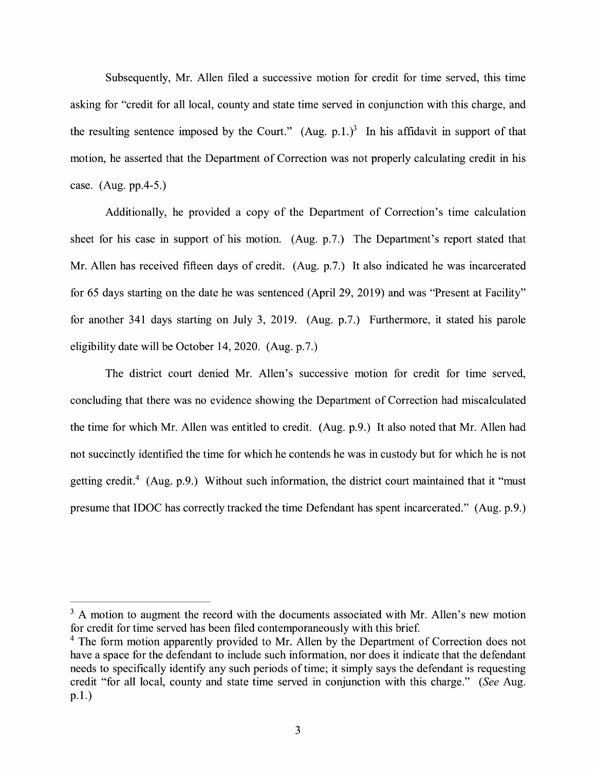Subsequently, Mr. Allen filed a successive motion for credit for time served, this time asking for "credit for all local, county and state time served in conjunction with this charge, and the resulting sentence imposed by the Court." (Aug. p.1.)[3] In his affidavit in support of that motion, he asserted that the Department of Correction was not properly calculating credit in his case. (Aug. pp.4-5.)

Additionally, he provided a copy of the Department of Correction's time calculation sheet for his case in support of his motion. (Aug. p.7.) The Department's report stated that Mr. Allen has received fifteen days of credit. (Aug. p.7.) It also indicated he was incarcerated for 65 days starting on the date he was sentenced (April 29, 2019) and was "Present at Facility" for another 341 days starting on July 3, 2019. (Aug. p.7.) Furthermore, it stated his parole eligibility date will be October 14, 2020. (Aug. p.7.)

The district court denied Mr. Allen's successive motion for credit for time served, concluding that there was no evidence showing the Department of Correction had miscalculated the time for which Mr. Allen was entitled to credit. (Aug. p.9.) It also noted that Mr. Allen had not succinctly identified the time for which he contends he was in custody but for which he is not getting credit.[4] (Aug. p.9.) Without such information, the district court maintained that it "must presume that IDOC has correctly tracked the time Defendant has spent incarcerated." (Aug. p.9.)

---

[3] A motion to augment the record with the documents associated with Mr. Allen's new motion for credit for time served has been filed contemporaneously with this brief.

[4] The form motion apparently provided to Mr. Allen by the Department of Correction does not have a space for the defendant to include such information, nor does it indicate that the defendant needs to specifically identify any such periods of time; it simply says the defendant is requesting credit "for all local, county and state time served in conjunction with this charge." (*See* Aug. p.1.)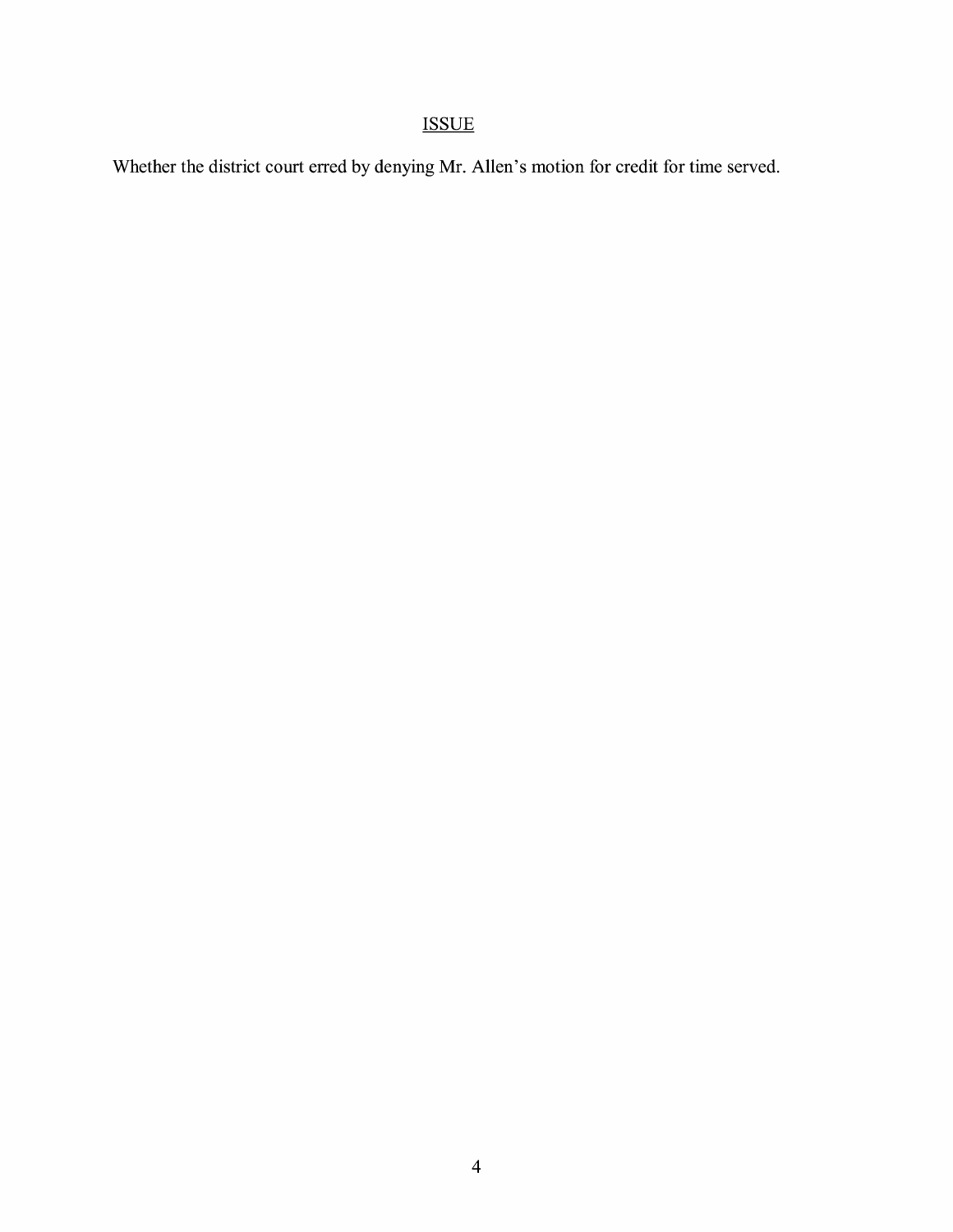## ISSUE

Whether the district court erred by denying Mr. Allen's motion for credit for time served.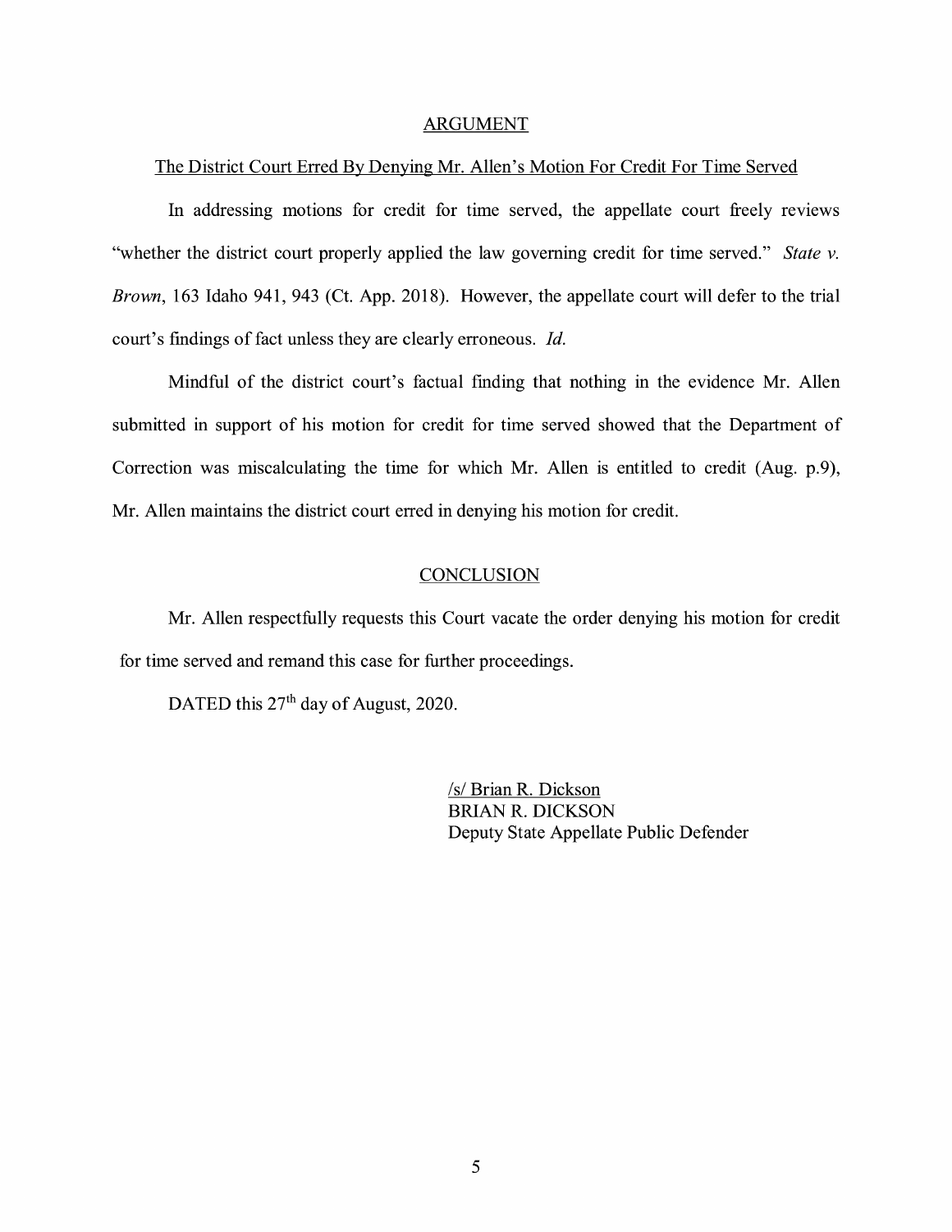## ARGUMENT

### The District Court Erred By Denying Mr. Allen's Motion For Credit For Time Served

In addressing motions for credit for time served, the appellate court freely reviews "whether the district court properly applied the law governing credit for time served." *State v. Brown*, 163 Idaho 941, 943 (Ct. App. 2018). However, the appellate court will defer to the trial court's findings of fact unless they are clearly erroneous. *Id.*

Mindful of the district court's factual finding that nothing in the evidence Mr. Allen submitted in support of his motion for credit for time served showed that the Department of Correction was miscalculating the time for which Mr. Allen is entitled to credit (Aug. p.9), Mr. Allen maintains the district court erred in denying his motion for credit.

## CONCLUSION

Mr. Allen respectfully requests this Court vacate the order denying his motion for credit for time served and remand this case for further proceedings.

DATED this 27th day of August, 2020.

/s/ Brian R. Dickson
BRIAN R. DICKSON
Deputy State Appellate Public Defender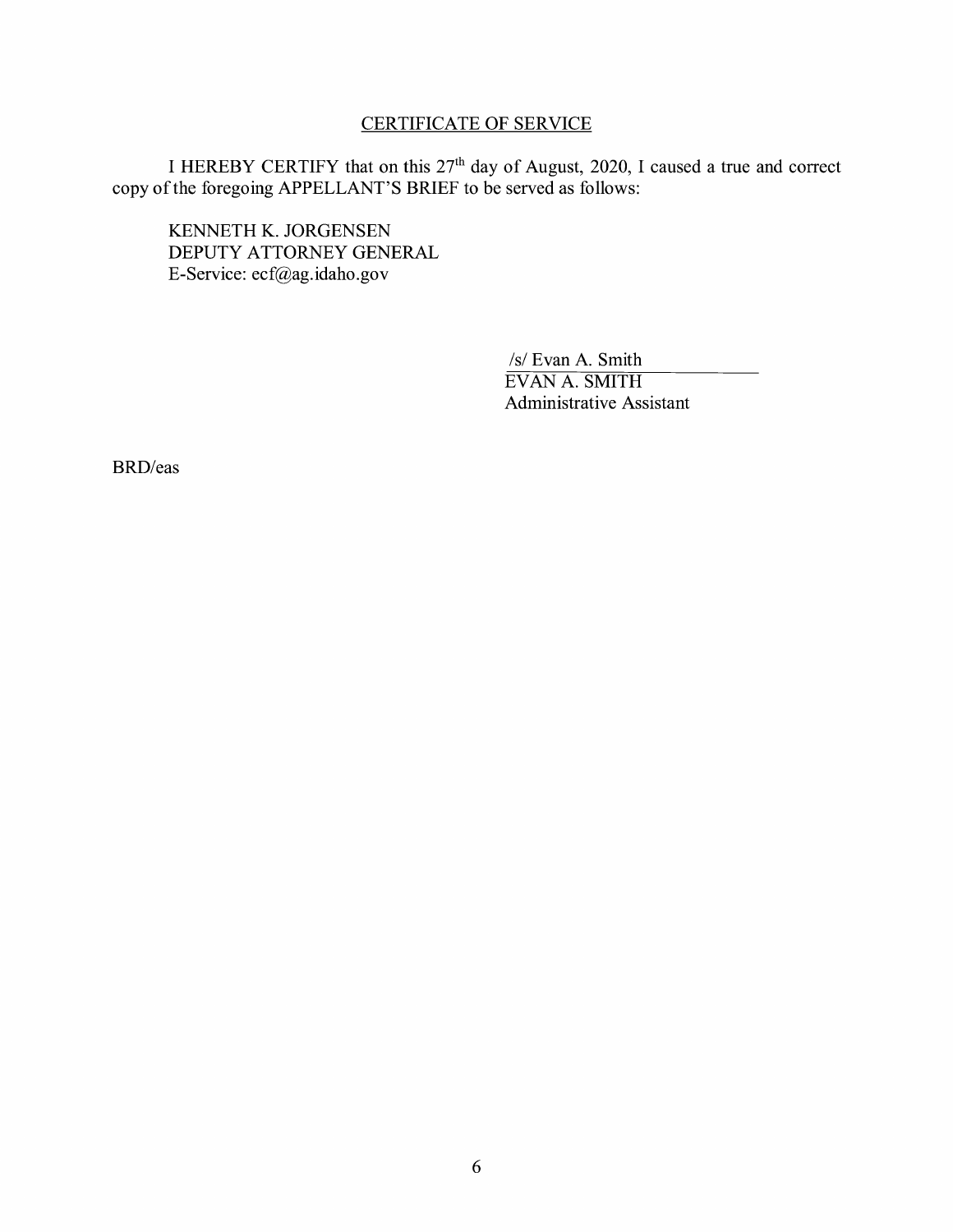## CERTIFICATE OF SERVICE

I HEREBY CERTIFY that on this 27th day of August, 2020, I caused a true and correct copy of the foregoing APPELLANT'S BRIEF to be served as follows:

KENNETH K. JORGENSEN
DEPUTY ATTORNEY GENERAL
E-Service: ecf@ag.idaho.gov

/s/ Evan A. Smith
EVAN A. SMITH
Administrative Assistant

BRD/eas